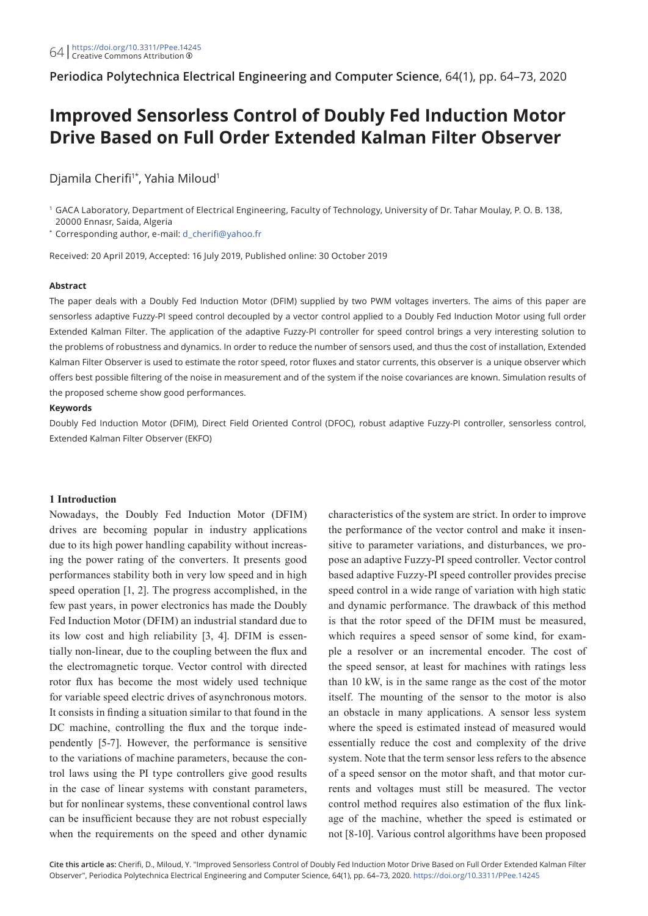# Improved Sensorless Control of Doubly Fed Induction Motor Drive Based on Full Order Extended Kalman Filter Observer

Djamila Cherifi[1*], Yahia Miloud[1]

[1] GACA Laboratory, Department of Electrical Engineering, Faculty of Technology, University of Dr. Tahar Moulay, P. O. B. 138, 20000 Ennasr, Saida, Algeria

[*] Corresponding author, e-mail: d_cherifi@yahoo.fr

Received: 20 April 2019, Accepted: 16 July 2019, Published online: 30 October 2019

#### Abstract

The paper deals with a Doubly Fed Induction Motor (DFIM) supplied by two PWM voltages inverters. The aims of this paper are sensorless adaptive Fuzzy-PI speed control decoupled by a vector control applied to a Doubly Fed Induction Motor using full order Extended Kalman Filter. The application of the adaptive Fuzzy-PI controller for speed control brings a very interesting solution to the problems of robustness and dynamics. In order to reduce the number of sensors used, and thus the cost of installation, Extended Kalman Filter Observer is used to estimate the rotor speed, rotor fluxes and stator currents, this observer is a unique observer which offers best possible filtering of the noise in measurement and of the system if the noise covariances are known. Simulation results of the proposed scheme show good performances.

#### Keywords

Doubly Fed Induction Motor (DFIM), Direct Field Oriented Control (DFOC), robust adaptive Fuzzy-PI controller, sensorless control, Extended Kalman Filter Observer (EKFO)

## 1 Introduction

Nowadays, the Doubly Fed Induction Motor (DFIM) drives are becoming popular in industry applications due to its high power handling capability without increasing the power rating of the converters. It presents good performances stability both in very low speed and in high speed operation [1, 2]. The progress accomplished, in the few past years, in power electronics has made the Doubly Fed Induction Motor (DFIM) an industrial standard due to its low cost and high reliability [3, 4]. DFIM is essentially non-linear, due to the coupling between the flux and the electromagnetic torque. Vector control with directed rotor flux has become the most widely used technique for variable speed electric drives of asynchronous motors. It consists in finding a situation similar to that found in the DC machine, controlling the flux and the torque independently [5-7]. However, the performance is sensitive to the variations of machine parameters, because the control laws using the PI type controllers give good results in the case of linear systems with constant parameters, but for nonlinear systems, these conventional control laws can be insufficient because they are not robust especially when the requirements on the speed and other dynamic characteristics of the system are strict. In order to improve the performance of the vector control and make it insensitive to parameter variations, and disturbances, we propose an adaptive Fuzzy-PI speed controller. Vector control based adaptive Fuzzy-PI speed controller provides precise speed control in a wide range of variation with high static and dynamic performance. The drawback of this method is that the rotor speed of the DFIM must be measured, which requires a speed sensor of some kind, for example a resolver or an incremental encoder. The cost of the speed sensor, at least for machines with ratings less than 10 kW, is in the same range as the cost of the motor itself. The mounting of the sensor to the motor is also an obstacle in many applications. A sensor less system where the speed is estimated instead of measured would essentially reduce the cost and complexity of the drive system. Note that the term sensor less refers to the absence of a speed sensor on the motor shaft, and that motor currents and voltages must still be measured. The vector control method requires also estimation of the flux linkage of the machine, whether the speed is estimated or not [8-10]. Various control algorithms have been proposed

Cite this article as: Cherifi, D., Miloud, Y. "Improved Sensorless Control of Doubly Fed Induction Motor Drive Based on Full Order Extended Kalman Filter Observer", Periodica Polytechnica Electrical Engineering and Computer Science, 64(1), pp. 64–73, 2020. https://doi.org/10.3311/PPee.14245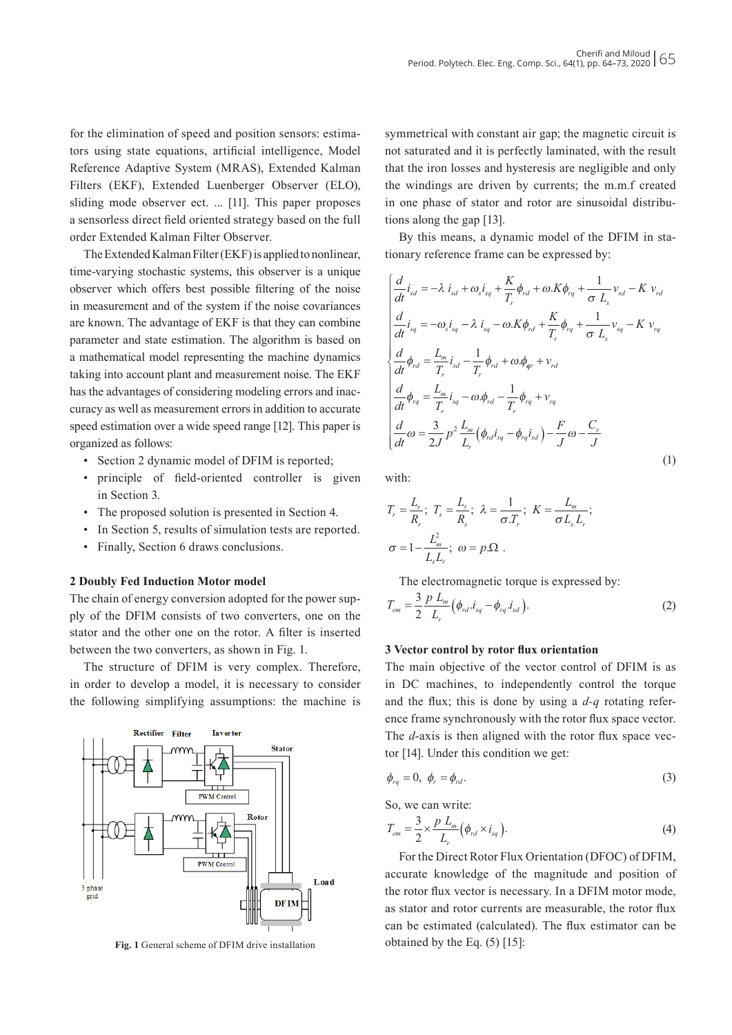for the elimination of speed and position sensors: estimators using state equations, artificial intelligence, Model Reference Adaptive System (MRAS), Extended Kalman Filters (EKF), Extended Luenberger Observer (ELO), sliding mode observer ect. ... [11]. This paper proposes a sensorless direct field oriented strategy based on the full order Extended Kalman Filter Observer.

The Extended Kalman Filter (EKF) is applied to nonlinear, time-varying stochastic systems, this observer is a unique observer which offers best possible filtering of the noise in measurement and of the system if the noise covariances are known. The advantage of EKF is that they can combine parameter and state estimation. The algorithm is based on a mathematical model representing the machine dynamics taking into account plant and measurement noise. The EKF has the advantages of considering modeling errors and inaccuracy as well as measurement errors in addition to accurate speed estimation over a wide speed range [12]. This paper is organized as follows:

- Section 2 dynamic model of DFIM is reported;
- principle of field-oriented controller is given in Section 3.
- The proposed solution is presented in Section 4.
- In Section 5, results of simulation tests are reported.
- Finally, Section 6 draws conclusions.

## 2 Doubly Fed Induction Motor model

The chain of energy conversion adopted for the power supply of the DFIM consists of two converters, one on the stator and the other one on the rotor. A filter is inserted between the two converters, as shown in Fig. 1.

The structure of DFIM is very complex. Therefore, in order to develop a model, it is necessary to consider the following simplifying assumptions: the machine is symmetrical with constant air gap; the magnetic circuit is not saturated and it is perfectly laminated, with the result that the iron losses and hysteresis are negligible and only the windings are driven by currents; the m.m.f created in one phase of stator and rotor are sinusoidal distributions along the gap [13].

**Fig. 1** General scheme of DFIM drive installation

By this means, a dynamic model of the DFIM in stationary reference frame can be expressed by:

$$\begin{cases} \dfrac{d}{dt}i_{sd} = -\lambda\, i_{sd} + \omega_s i_{sq} + \dfrac{K}{T_r}\phi_{rd} + \omega.K\phi_{rq} + \dfrac{1}{\sigma\, L_s}v_{sd} - K\, v_{rd} \\ \dfrac{d}{dt}i_{sq} = -\omega_s i_{sq} - \lambda\, i_{sq} - \omega.K\phi_{rd} + \dfrac{K}{T_r}\phi_{rq} + \dfrac{1}{\sigma\, L_s}v_{sq} - K\, v_{rq} \\ \dfrac{d}{dt}\phi_{rd} = \dfrac{L_m}{T_r}i_{sd} - \dfrac{1}{T_r}\phi_{rd} + \omega.\phi_{qr} + v_{rd} \\ \dfrac{d}{dt}\phi_{rq} = \dfrac{L_m}{T_r}i_{sq} - \omega.\phi_{rd} - \dfrac{1}{T_r}\phi_{rq} + v_{rq} \\ \dfrac{d}{dt}\omega = \dfrac{3}{2J}p^2\dfrac{L_m}{L_r}\left(\phi_{rd}i_{sq} - \phi_{rq}i_{sd}\right) - \dfrac{F}{J}\omega - \dfrac{C_r}{J} \end{cases} \tag{1}$$

with:

$$T_r = \frac{L_r}{R_r};\ T_s = \frac{L_s}{R_s};\ \lambda = \frac{1}{\sigma.T_r};\ K = \frac{L_m}{\sigma L_s.L_r};$$

$$\sigma = 1 - \frac{L_m^2}{L_s L_r};\ \omega = p.\Omega\ .$$

The electromagnetic torque is expressed by:

$$T_{em} = \frac{3}{2}\frac{p\,L_m}{L_r}\left(\phi_{rd}.i_{sq} - \phi_{rq}.i_{sd}\right). \tag{2}$$

## 3 Vector control by rotor flux orientation

The main objective of the vector control of DFIM is as in DC machines, to independently control the torque and the flux; this is done by using a *d*-*q* rotating reference frame synchronously with the rotor flux space vector. The *d*-axis is then aligned with the rotor flux space vector [14]. Under this condition we get:

$$\phi_{rq} = 0,\ \phi_r = \phi_{rd}. \tag{3}$$

So, we can write:

$$T_{em} = \frac{3}{2} \times \frac{p\,L_m}{L_r}\left(\phi_{rd} \times i_{sq}\right). \tag{4}$$

For the Direct Rotor Flux Orientation (DFOC) of DFIM, accurate knowledge of the magnitude and position of the rotor flux vector is necessary. In a DFIM motor mode, as stator and rotor currents are measurable, the rotor flux can be estimated (calculated). The flux estimator can be obtained by the Eq. (5) [15]: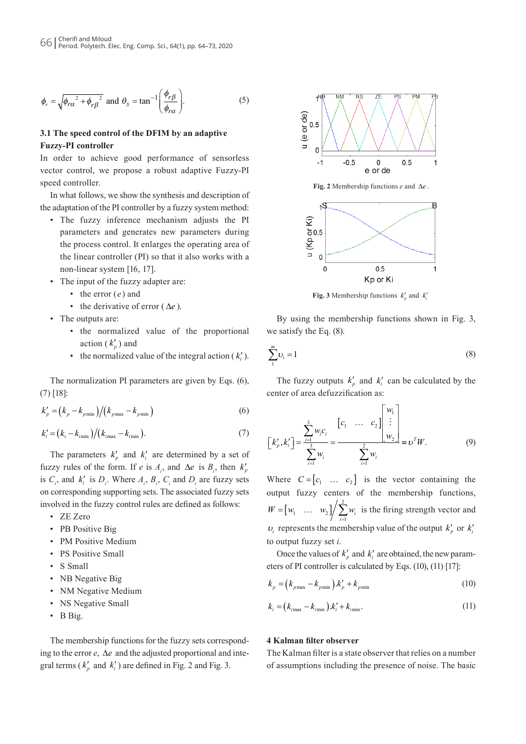$$\phi_r = \sqrt{\phi_{r\alpha}{}^2 + \phi_{r\beta}{}^2} \text{ and } \theta_s = \tan^{-1}\left(\frac{\phi_{r\beta}}{\phi_{r\alpha}}\right). \tag{5}$$

### 3.1 The speed control of the DFIM by an adaptive Fuzzy-PI controller

In order to achieve good performance of sensorless vector control, we propose a robust adaptive Fuzzy-PI speed controller.

In what follows, we show the synthesis and description of the adaptation of the PI controller by a fuzzy system method:

- The fuzzy inference mechanism adjusts the PI parameters and generates new parameters during the process control. It enlarges the operating area of the linear controller (PI) so that it also works with a non-linear system [16, 17].
- The input of the fuzzy adapter are:
  - the error ($e$) and
  - the derivative of error ($\Delta e$).
- The outputs are:
  - the normalized value of the proportional action ($k'_p$) and
  - the normalized value of the integral action ($k'_i$).

The normalization PI parameters are given by Eqs. (6), (7) [18]:

$$k'_p = \left(k_p - k_{p\min}\right) / \left(k_{p\max} - k_{p\min}\right) \tag{6}$$

$$k'_i = \left(k_i - k_{i\min}\right) / \left(k_{i\max} - k_{i\min}\right). \tag{7}$$

The parameters $k'_p$ and $k'_i$ are determined by a set of fuzzy rules of the form. If $e$ is $A_i$, and $\Delta e$ is $B_i$, then $k'_p$ is $C_i$, and $k'_i$ is $D_i$. Where $A_i$, $B_i$, $C_i$ and $D_i$ are fuzzy sets on corresponding supporting sets. The associated fuzzy sets involved in the fuzzy control rules are defined as follows:

- ZE Zero
- PB Positive Big
- PM Positive Medium
- PS Positive Small
- S Small
- NB Negative Big
- NM Negative Medium
- NS Negative Small
- B Big.

The membership functions for the fuzzy sets corresponding to the error $e$, $\Delta e$ and the adjusted proportional and integral terms ($k'_p$ and $k'_i$) are defined in Fig. 2 and Fig. 3.

**Fig. 2** Membership functions $e$ and $\Delta e$.

**Fig. 3** Membership functions $k'_p$ and $k'_i$

By using the membership functions shown in Fig. 3, we satisfy the Eq. (8).

$$\sum_{1}^{m} \upsilon_i = 1 \tag{8}$$

The fuzzy outputs $k'_p$ and $k'_i$ can be calculated by the center of area defuzzification as:

$$\left[k'_p, k'_i\right] = \frac{\sum_{i=1}^{3} w_i c_i}{\sum_{i=1}^{3} w_i} = \frac{\begin{bmatrix} c_1 & \dots & c_2 \end{bmatrix} \begin{bmatrix} w_1 \\ \vdots \\ w_2 \end{bmatrix}}{\sum_{i=1}^{2} w_i} = \upsilon^T W. \tag{9}$$

Where $C = \begin{bmatrix} c_1 & \dots & c_2 \end{bmatrix}$ is the vector containing the output fuzzy centers of the membership functions, $W = \begin{bmatrix} w_1 & \dots & w_2 \end{bmatrix} / \sum_{i=1}^{2} w_i$ is the firing strength vector and $\upsilon_i$ represents the membership value of the output $k'_p$ or $k'_i$ to output fuzzy set $i$.

Once the values of $k'_p$ and $k'_i$ are obtained, the new parameters of PI controller is calculated by Eqs. (10), (11) [17]:

$$k_p = \left(k_{p\max} - k_{p\min}\right) . k'_p + k_{p\min} \tag{10}$$

$$k_i = \left(k_{i\max} - k_{i\min}\right) . k'_i + k_{i\min} . \tag{11}$$

## 4 Kalman filter observer

The Kalman filter is a state observer that relies on a number of assumptions including the presence of noise. The basic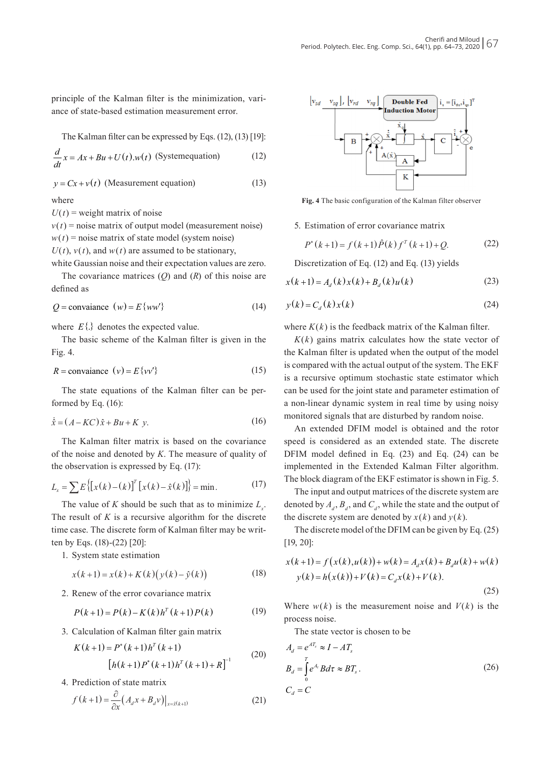principle of the Kalman filter is the minimization, variance of state-based estimation measurement error.

The Kalman filter can be expressed by Eqs. (12), (13) [19]:

$$\frac{d}{dt}x = Ax + Bu + U(t).w(t) \text{ (Systemequation)} \tag{12}$$

$$y = Cx + v(t) \text{ (Measurement equation)} \tag{13}$$

where

$U(t)$ = weight matrix of noise

$v(t)$ = noise matrix of output model (measurement noise)

$w(t)$ = noise matrix of state model (system noise)

$U(t)$, $v(t)$, and $w(t)$ are assumed to be stationary, white Gaussian noise and their expectation values are zero.

The covariance matrices ($Q$) and ($R$) of this noise are defined as

$$Q = \text{convaiance } (w) = E\{ww'\} \tag{14}$$

where $E\{.\}$ denotes the expected value.

The basic scheme of the Kalman filter is given in the Fig. 4.

$$R = \text{convaiance } (v) = E\{vv'\} \tag{15}$$

The state equations of the Kalman filter can be performed by Eq. (16):

$$\dot{\hat{x}} = (A - KC)\hat{x} + Bu + K\ y. \tag{16}$$

The Kalman filter matrix is based on the covariance of the noise and denoted by $K$. The measure of quality of the observation is expressed by Eq. (17):

$$L_x = \sum E\left\{\left[x(k) - (k)\right]^T \left[x(k) - \hat{x}(k)\right]\right\} = \min. \tag{17}$$

The value of $K$ should be such that as to minimize $L_x$. The result of $K$ is a recursive algorithm for the discrete time case. The discrete form of Kalman filter may be written by Eqs. (18)-(22) [20]:

1. System state estimation

$$x(k+1) = x(k) + K(k)\left(y(k) - \hat{y}(k)\right) \tag{18}$$

2. Renew of the error covariance matrix

$$P(k+1) = P(k) - K(k)h^T(k+1)P(k) \tag{19}$$

3. Calculation of Kalman filter gain matrix

$$K(k+1) = P^*(k+1)h^T(k+1) \left[h(k+1)P^*(k+1)h^T(k+1) + R\right]^{-1} \tag{20}$$

4. Prediction of state matrix

$$f(k+1) = \frac{\partial}{\partial x}\left(A_d x + B_d v\right)\Big|_{x=\hat{x}(k+1)} \tag{21}$$

**Fig. 4** The basic configuration of the Kalman filter observer

5. Estimation of error covariance matrix

$$P^*(k+1) = f(k+1)\hat{P}(k)f^T(k+1) + Q. \tag{22}$$

Discretization of Eq. (12) and Eq. (13) yields

$$x(k+1) = A_d(k)x(k) + B_d(k)u(k) \tag{23}$$

$$y(k) = C_d(k)x(k) \tag{24}$$

where $K(k)$ is the feedback matrix of the Kalman filter.

$K(k)$ gains matrix calculates how the state vector of the Kalman filter is updated when the output of the model is compared with the actual output of the system. The EKF is a recursive optimum stochastic state estimator which can be used for the joint state and parameter estimation of a non-linear dynamic system in real time by using noisy monitored signals that are disturbed by random noise.

An extended DFIM model is obtained and the rotor speed is considered as an extended state. The discrete DFIM model defined in Eq. (23) and Eq. (24) can be implemented in the Extended Kalman Filter algorithm. The block diagram of the EKF estimator is shown in Fig. 5.

The input and output matrices of the discrete system are denoted by $A_d$, $B_d$, and $C_d$, while the state and the output of the discrete system are denoted by $x(k)$ and $y(k)$.

The discrete model of the DFIM can be given by Eq. (25) [19, 20]:

$$\begin{aligned} x(k+1) &= f\left(x(k), u(k)\right) + w(k) = A_d x(k) + B_d u(k) + w(k) \\ y(k) &= h\left(x(k)\right) + V(k) = C_d x(k) + V(k). \end{aligned} \tag{25}$$

Where $w(k)$ is the measurement noise and $V(k)$ is the process noise.

The state vector is chosen to be

$$\begin{aligned} A_d &= e^{AT_s} \approx I - AT_s \\ B_d &= \int_0^T e^{A_t} B d\tau \approx BT_s. \\ C_d &= C \end{aligned} \tag{26}$$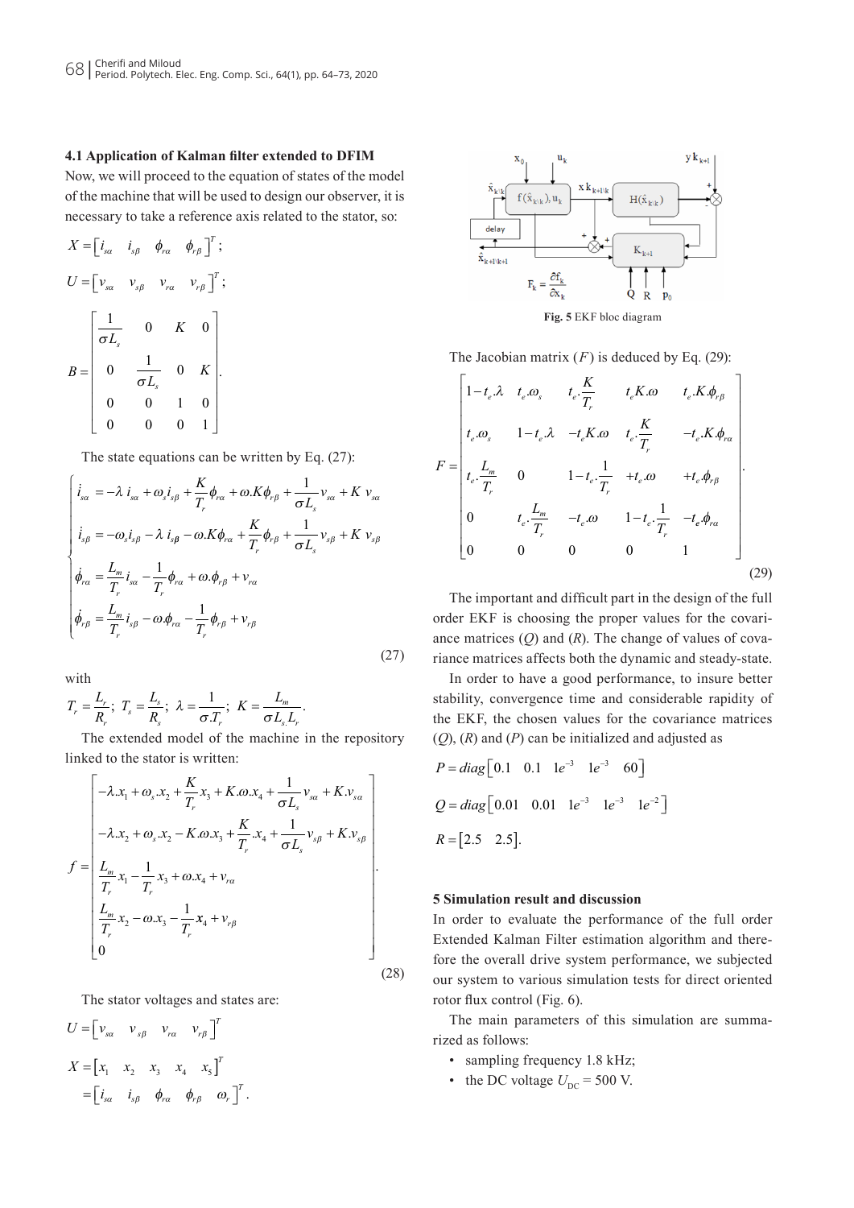### 4.1 Application of Kalman filter extended to DFIM

Now, we will proceed to the equation of states of the model of the machine that will be used to design our observer, it is necessary to take a reference axis related to the stator, so:

$$X = \begin{bmatrix} i_{s\alpha} & i_{s\beta} & \phi_{r\alpha} & \phi_{r\beta} \end{bmatrix}^T ;$$

$$U = \begin{bmatrix} v_{s\alpha} & v_{s\beta} & v_{r\alpha} & v_{r\beta} \end{bmatrix}^T ;$$

$$B = \begin{bmatrix} \frac{1}{\sigma L_s} & 0 & K & 0 \\ 0 & \frac{1}{\sigma L_s} & 0 & K \\ 0 & 0 & 1 & 0 \\ 0 & 0 & 0 & 1 \end{bmatrix}.$$

The state equations can be written by Eq. (27):

$$\begin{cases} \dot{i}_{s\alpha} = -\lambda\, i_{s\alpha} + \omega_s i_{s\beta} + \frac{K}{T_r}\phi_{r\alpha} + \omega.K\phi_{r\beta} + \frac{1}{\sigma L_s} v_{s\alpha} + K\, v_{s\alpha} \\ \dot{i}_{s\beta} = -\omega_s i_{s\beta} - \lambda\, i_{s\beta} - \omega.K\phi_{r\alpha} + \frac{K}{T_r}\phi_{r\beta} + \frac{1}{\sigma L_s} v_{s\beta} + K\, v_{s\beta} \\ \dot{\phi}_{r\alpha} = \frac{L_m}{T_r} i_{s\alpha} - \frac{1}{T_r}\phi_{r\alpha} + \omega.\phi_{r\beta} + v_{r\alpha} \\ \dot{\phi}_{r\beta} = \frac{L_m}{T_r} i_{s\beta} - \omega.\phi_{r\alpha} - \frac{1}{T_r}\phi_{r\beta} + v_{r\beta} \end{cases} \tag{27}$$

with

$$T_r = \frac{L_r}{R_r};\; T_s = \frac{L_s}{R_s};\; \lambda = \frac{1}{\sigma.T_r};\; K = \frac{L_m}{\sigma L_s L_r}.$$

The extended model of the machine in the repository linked to the stator is written:

$$f = \begin{bmatrix} -\lambda.x_1 + \omega_s.x_2 + \frac{K}{T_r}x_3 + K.\omega.x_4 + \frac{1}{\sigma L_s}v_{s\alpha} + K.v_{s\alpha} \\ -\lambda.x_2 + \omega_s.x_2 - K.\omega.x_3 + \frac{K}{T_r}.x_4 + \frac{1}{\sigma L_s}v_{s\beta} + K.v_{s\beta} \\ \frac{L_m}{T_r}x_1 - \frac{1}{T_r}x_3 + \omega.x_4 + v_{r\alpha} \\ \frac{L_m}{T_r}x_2 - \omega.x_3 - \frac{1}{T_r}x_4 + v_{r\beta} \\ 0 \end{bmatrix}. \tag{28}$$

The stator voltages and states are:

$$U = \begin{bmatrix} v_{s\alpha} & v_{s\beta} & v_{r\alpha} & v_{r\beta} \end{bmatrix}^T$$

$$X = \begin{bmatrix} x_1 & x_2 & x_3 & x_4 & x_5 \end{bmatrix}^T = \begin{bmatrix} i_{s\alpha} & i_{s\beta} & \phi_{r\alpha} & \phi_{r\beta} & \omega_r \end{bmatrix}^T.$$

**Fig. 5** EKF bloc diagram

The Jacobian matrix ($F$) is deduced by Eq. (29):

$$F = \begin{bmatrix} 1 - t_e.\lambda & t_e.\omega_s & t_e.\frac{K}{T_r} & t_e K.\omega & t_e.K.\phi_{r\beta} \\ t_e.\omega_s & 1 - t_e.\lambda & -t_e K.\omega & t_e.\frac{K}{T_r} & -t_e.K.\phi_{r\alpha} \\ t_e.\frac{L_m}{T_r} & 0 & 1 - t_e.\frac{1}{T_r} & +t_e.\omega & +t_e.\phi_{r\beta} \\ 0 & t_e.\frac{L_m}{T_r} & -t_e.\omega & 1 - t_e.\frac{1}{T_r} & -t_e.\phi_{r\alpha} \\ 0 & 0 & 0 & 0 & 1 \end{bmatrix}. \tag{29}$$

The important and difficult part in the design of the full order EKF is choosing the proper values for the covariance matrices ($Q$) and ($R$). The change of values of covariance matrices affects both the dynamic and steady-state.

In order to have a good performance, to insure better stability, convergence time and considerable rapidity of the EKF, the chosen values for the covariance matrices ($Q$), ($R$) and ($P$) can be initialized and adjusted as

$$P = diag\begin{bmatrix} 0.1 & 0.1 & 1e^{-3} & 1e^{-3} & 60 \end{bmatrix}$$

$$Q = diag\begin{bmatrix} 0.01 & 0.01 & 1e^{-3} & 1e^{-3} & 1e^{-2} \end{bmatrix}$$

$$R = \begin{bmatrix} 2.5 & 2.5 \end{bmatrix}.$$

## 5 Simulation result and discussion

In order to evaluate the performance of the full order Extended Kalman Filter estimation algorithm and therefore the overall drive system performance, we subjected our system to various simulation tests for direct oriented rotor flux control (Fig. 6).

The main parameters of this simulation are summarized as follows:

- sampling frequency 1.8 kHz;
- the DC voltage $U_{DC}$ = 500 V.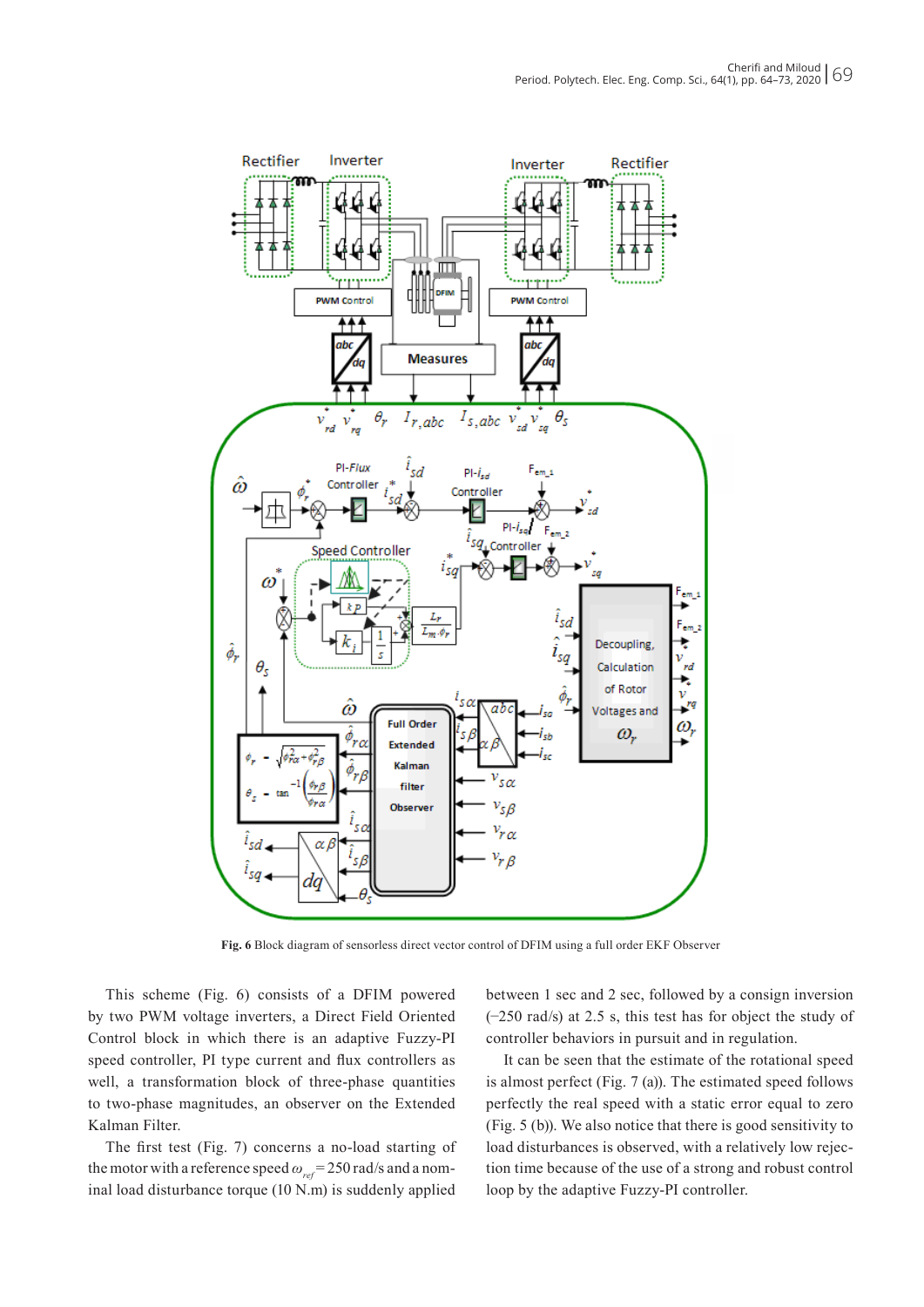**Fig. 6** Block diagram of sensorless direct vector control of DFIM using a full order EKF Observer

This scheme (Fig. 6) consists of a DFIM powered by two PWM voltage inverters, a Direct Field Oriented Control block in which there is an adaptive Fuzzy-PI speed controller, PI type current and flux controllers as well, a transformation block of three-phase quantities to two-phase magnitudes, an observer on the Extended Kalman Filter.

The first test (Fig. 7) concerns a no-load starting of the motor with a reference speed $\omega_{ref}$ = 250 rad/s and a nominal load disturbance torque (10 N.m) is suddenly applied between 1 sec and 2 sec, followed by a consign inversion (−250 rad/s) at 2.5 s, this test has for object the study of controller behaviors in pursuit and in regulation.

It can be seen that the estimate of the rotational speed is almost perfect (Fig. 7 (a)). The estimated speed follows perfectly the real speed with a static error equal to zero (Fig. 5 (b)). We also notice that there is good sensitivity to load disturbances is observed, with a relatively low rejection time because of the use of a strong and robust control loop by the adaptive Fuzzy-PI controller.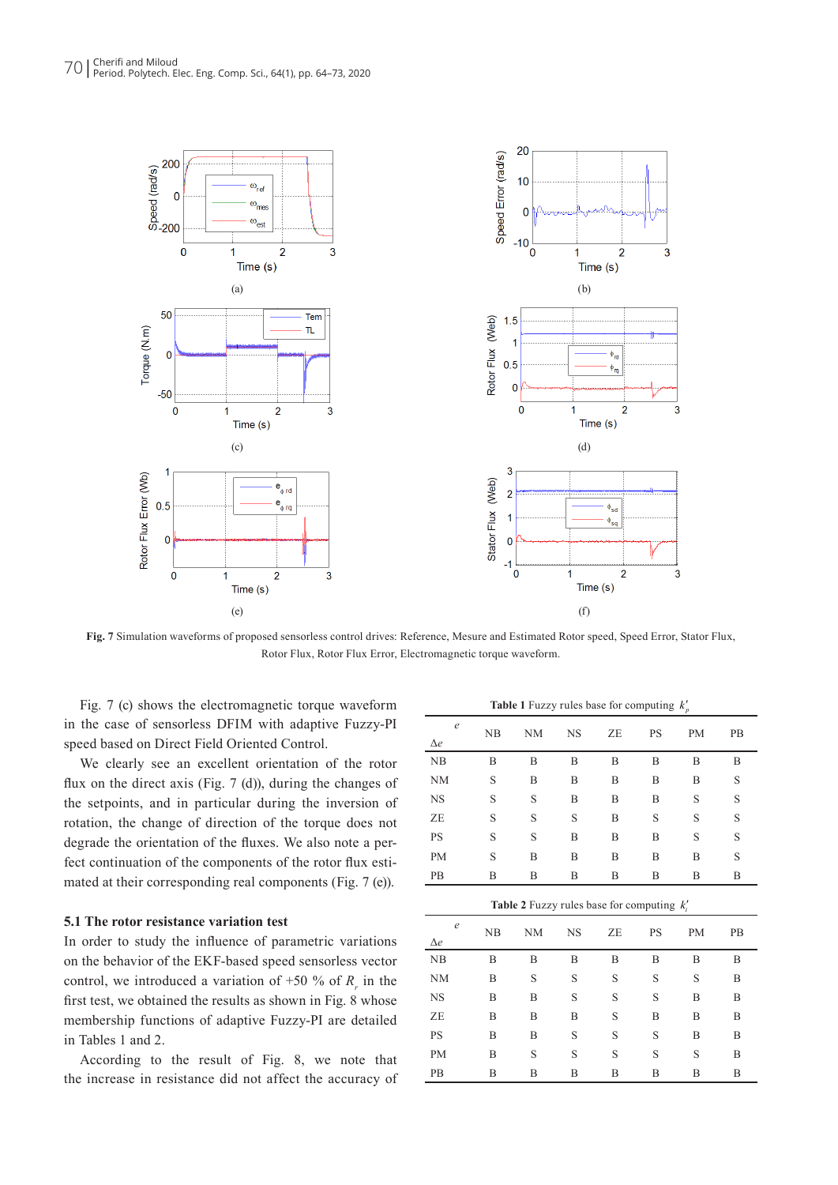Fig. 7 Simulation waveforms of proposed sensorless control drives: Reference, Mesure and Estimated Rotor speed, Speed Error, Stator Flux, Rotor Flux, Rotor Flux Error, Electromagnetic torque waveform.

Fig. 7 (c) shows the electromagnetic torque waveform in the case of sensorless DFIM with adaptive Fuzzy-PI speed based on Direct Field Oriented Control.

We clearly see an excellent orientation of the rotor flux on the direct axis (Fig. 7 (d)), during the changes of the setpoints, and in particular during the inversion of rotation, the change of direction of the torque does not degrade the orientation of the fluxes. We also note a perfect continuation of the components of the rotor flux estimated at their corresponding real components (Fig. 7 (e)).

### 5.1 The rotor resistance variation test

In order to study the influence of parametric variations on the behavior of the EKF-based speed sensorless vector control, we introduced a variation of +50 % of $R_r$ in the first test, we obtained the results as shown in Fig. 8 whose membership functions of adaptive Fuzzy-PI are detailed in Tables 1 and 2.

According to the result of Fig. 8, we note that the increase in resistance did not affect the accuracy of

**Table 1** Fuzzy rules base for computing $k'_p$

| $\Delta e$ \ $e$ | NB | NM | NS | ZE | PS | PM | PB |
|---|---|---|---|---|---|---|---|
| NB | B | B | B | B | B | B | B |
| NM | S | B | B | B | B | B | S |
| NS | S | S | B | B | B | S | S |
| ZE | S | S | S | B | S | S | S |
| PS | S | S | B | B | B | S | S |
| PM | S | B | B | B | B | B | S |
| PB | B | B | B | B | B | B | B |

**Table 2** Fuzzy rules base for computing $k'_i$

| $\Delta e$ \ $e$ | NB | NM | NS | ZE | PS | PM | PB |
|---|---|---|---|---|---|---|---|
| NB | B | B | B | B | B | B | B |
| NM | B | S | S | S | S | S | B |
| NS | B | B | S | S | S | B | B |
| ZE | B | B | B | S | B | B | B |
| PS | B | B | S | S | S | B | B |
| PM | B | S | S | S | S | S | B |
| PB | B | B | B | B | B | B | B |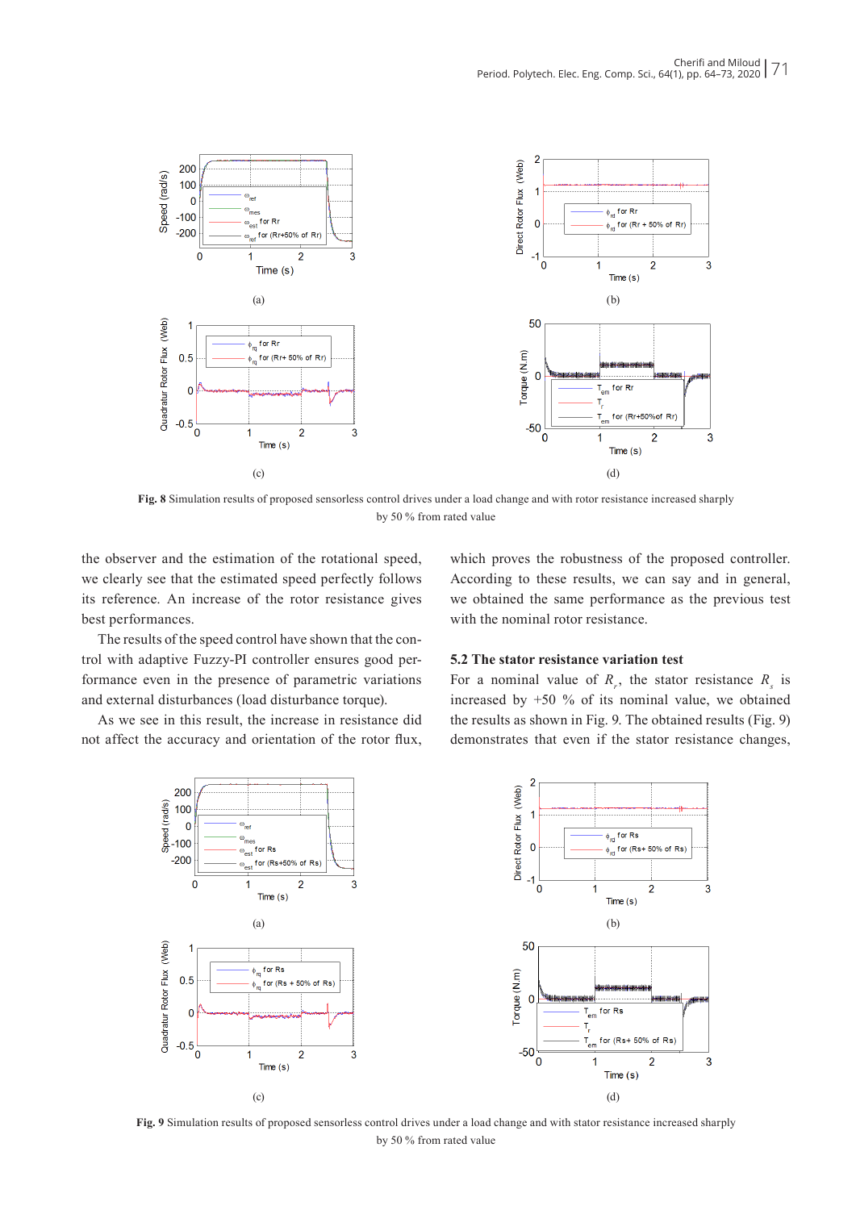**Fig. 8** Simulation results of proposed sensorless control drives under a load change and with rotor resistance increased sharply by 50 % from rated value

the observer and the estimation of the rotational speed, we clearly see that the estimated speed perfectly follows its reference. An increase of the rotor resistance gives best performances.

The results of the speed control have shown that the control with adaptive Fuzzy-PI controller ensures good performance even in the presence of parametric variations and external disturbances (load disturbance torque).

As we see in this result, the increase in resistance did not affect the accuracy and orientation of the rotor flux, which proves the robustness of the proposed controller. According to these results, we can say and in general, we obtained the same performance as the previous test with the nominal rotor resistance.

### 5.2 The stator resistance variation test

For a nominal value of $R_r$, the stator resistance $R_s$ is increased by +50 % of its nominal value, we obtained the results as shown in Fig. 9. The obtained results (Fig. 9) demonstrates that even if the stator resistance changes,

**Fig. 9** Simulation results of proposed sensorless control drives under a load change and with stator resistance increased sharply by 50 % from rated value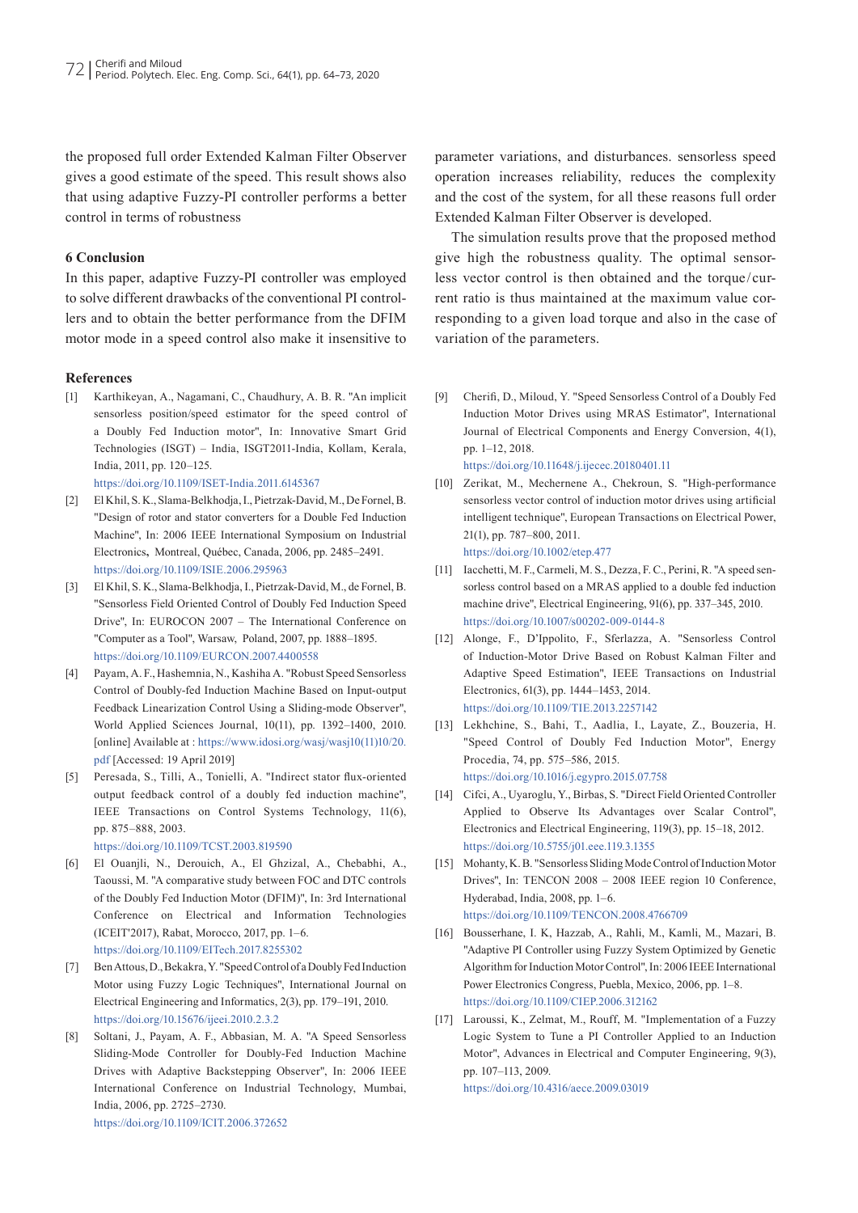the proposed full order Extended Kalman Filter Observer gives a good estimate of the speed. This result shows also that using adaptive Fuzzy-PI controller performs a better control in terms of robustness

## 6 Conclusion

In this paper, adaptive Fuzzy-PI controller was employed to solve different drawbacks of the conventional PI controllers and to obtain the better performance from the DFIM motor mode in a speed control also make it insensitive to parameter variations, and disturbances. sensorless speed operation increases reliability, reduces the complexity and the cost of the system, for all these reasons full order Extended Kalman Filter Observer is developed.

The simulation results prove that the proposed method give high the robustness quality. The optimal sensorless vector control is then obtained and the torque/current ratio is thus maintained at the maximum value corresponding to a given load torque and also in the case of variation of the parameters.

## References

[1] Karthikeyan, A., Nagamani, C., Chaudhury, A. B. R. "An implicit sensorless position/speed estimator for the speed control of a Doubly Fed Induction motor", In: Innovative Smart Grid Technologies (ISGT) – India, ISGT2011-India, Kollam, Kerala, India, 2011, pp. 120–125. https://doi.org/10.1109/ISET-India.2011.6145367

[2] El Khil, S. K., Slama-Belkhodja, I., Pietrzak-David, M., De Fornel, B. "Design of rotor and stator converters for a Double Fed Induction Machine", In: 2006 IEEE International Symposium on Industrial Electronics, Montreal, Québec, Canada, 2006, pp. 2485–2491. https://doi.org/10.1109/ISIE.2006.295963

[3] El Khil, S. K., Slama-Belkhodja, I., Pietrzak-David, M., de Fornel, B. "Sensorless Field Oriented Control of Doubly Fed Induction Speed Drive", In: EUROCON 2007 – The International Conference on "Computer as a Tool", Warsaw, Poland, 2007, pp. 1888–1895. https://doi.org/10.1109/EURCON.2007.4400558

[4] Payam, A. F., Hashemnia, N., Kashiha A. "Robust Speed Sensorless Control of Doubly-fed Induction Machine Based on Input-output Feedback Linearization Control Using a Sliding-mode Observer", World Applied Sciences Journal, 10(11), pp. 1392–1400, 2010. [online] Available at : https://www.idosi.org/wasj/wasj10(11)10/20.pdf [Accessed: 19 April 2019]

[5] Peresada, S., Tilli, A., Tonielli, A. "Indirect stator flux-oriented output feedback control of a doubly fed induction machine", IEEE Transactions on Control Systems Technology, 11(6), pp. 875–888, 2003. https://doi.org/10.1109/TCST.2003.819590

[6] El Ouanjli, N., Derouich, A., El Ghzizal, A., Chebabhi, A., Taoussi, M. "A comparative study between FOC and DTC controls of the Doubly Fed Induction Motor (DFIM)", In: 3rd International Conference on Electrical and Information Technologies (ICEIT'2017), Rabat, Morocco, 2017, pp. 1–6. https://doi.org/10.1109/EITech.2017.8255302

[7] Ben Attous, D., Bekakra, Y. "Speed Control of a Doubly Fed Induction Motor using Fuzzy Logic Techniques", International Journal on Electrical Engineering and Informatics, 2(3), pp. 179–191, 2010. https://doi.org/10.15676/ijeei.2010.2.3.2

[8] Soltani, J., Payam, A. F., Abbasian, M. A. "A Speed Sensorless Sliding-Mode Controller for Doubly-Fed Induction Machine Drives with Adaptive Backstepping Observer", In: 2006 IEEE International Conference on Industrial Technology, Mumbai, India, 2006, pp. 2725–2730. https://doi.org/10.1109/ICIT.2006.372652

[9] Cherifi, D., Miloud, Y. "Speed Sensorless Control of a Doubly Fed Induction Motor Drives using MRAS Estimator", International Journal of Electrical Components and Energy Conversion, 4(1), pp. 1–12, 2018. https://doi.org/10.11648/j.ijecec.20180401.11

[10] Zerikat, M., Mechernene A., Chekroun, S. "High-performance sensorless vector control of induction motor drives using artificial intelligent technique", European Transactions on Electrical Power, 21(1), pp. 787–800, 2011. https://doi.org/10.1002/etep.477

[11] Iacchetti, M. F., Carmeli, M. S., Dezza, F. C., Perini, R. "A speed sensorless control based on a MRAS applied to a double fed induction machine drive", Electrical Engineering, 91(6), pp. 337–345, 2010. https://doi.org/10.1007/s00202-009-0144-8

[12] Alonge, F., D'Ippolito, F., Sferlazza, A. "Sensorless Control of Induction-Motor Drive Based on Robust Kalman Filter and Adaptive Speed Estimation", IEEE Transactions on Industrial Electronics, 61(3), pp. 1444–1453, 2014. https://doi.org/10.1109/TIE.2013.2257142

[13] Lekhchine, S., Bahi, T., Aadlia, I., Layate, Z., Bouzeria, H. "Speed Control of Doubly Fed Induction Motor", Energy Procedia, 74, pp. 575–586, 2015. https://doi.org/10.1016/j.egypro.2015.07.758

[14] Cifci, A., Uyaroglu, Y., Birbas, S. "Direct Field Oriented Controller Applied to Observe Its Advantages over Scalar Control", Electronics and Electrical Engineering, 119(3), pp. 15–18, 2012. https://doi.org/10.5755/j01.eee.119.3.1355

[15] Mohanty, K. B. "Sensorless Sliding Mode Control of Induction Motor Drives", In: TENCON 2008 – 2008 IEEE region 10 Conference, Hyderabad, India, 2008, pp. 1–6. https://doi.org/10.1109/TENCON.2008.4766709

[16] Bousserhane, I. K, Hazzab, A., Rahli, M., Kamli, M., Mazari, B. "Adaptive PI Controller using Fuzzy System Optimized by Genetic Algorithm for Induction Motor Control", In: 2006 IEEE International Power Electronics Congress, Puebla, Mexico, 2006, pp. 1–8. https://doi.org/10.1109/CIEP.2006.312162

[17] Laroussi, K., Zelmat, M., Rouff, M. "Implementation of a Fuzzy Logic System to Tune a PI Controller Applied to an Induction Motor", Advances in Electrical and Computer Engineering, 9(3), pp. 107–113, 2009. https://doi.org/10.4316/aece.2009.03019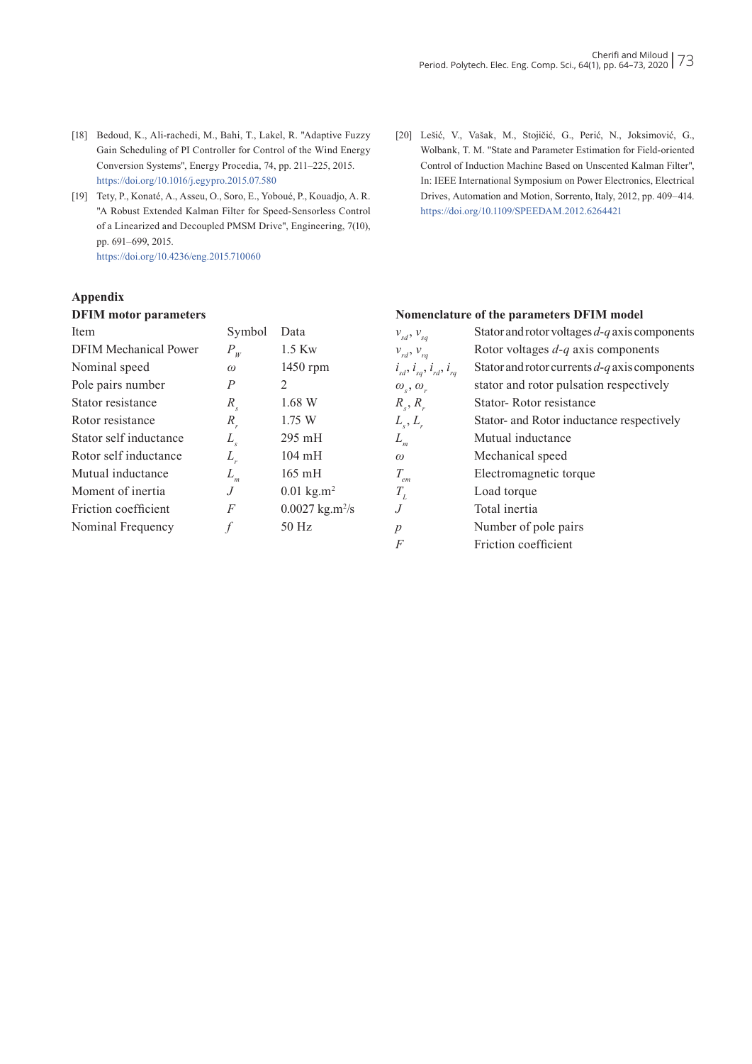[18] Bedoud, K., Ali-rachedi, M., Bahi, T., Lakel, R. "Adaptive Fuzzy Gain Scheduling of PI Controller for Control of the Wind Energy Conversion Systems", Energy Procedia, 74, pp. 211–225, 2015. https://doi.org/10.1016/j.egypro.2015.07.580

[19] Tety, P., Konaté, A., Asseu, O., Soro, E., Yoboué, P., Kouadjo, A. R. "A Robust Extended Kalman Filter for Speed-Sensorless Control of a Linearized and Decoupled PMSM Drive", Engineering, 7(10), pp. 691–699, 2015. https://doi.org/10.4236/eng.2015.710060

[20] Lešić, V., Vašak, M., Stojičić, G., Perić, N., Joksimović, G., Wolbank, T. M. "State and Parameter Estimation for Field-oriented Control of Induction Machine Based on Unscented Kalman Filter", In: IEEE International Symposium on Power Electronics, Electrical Drives, Automation and Motion, Sorrento, Italy, 2012, pp. 409–414. https://doi.org/10.1109/SPEEDAM.2012.6264421

## Appendix

### DFIM motor parameters

| Item | Symbol | Data |
|---|---|---|
| DFIM Mechanical Power | $P_W$ | 1.5 Kw |
| Nominal speed | $\omega$ | 1450 rpm |
| Pole pairs number | $P$ | 2 |
| Stator resistance | $R_s$ | 1.68 W |
| Rotor resistance | $R_r$ | 1.75 W |
| Stator self inductance | $L_s$ | 295 mH |
| Rotor self inductance | $L_r$ | 104 mH |
| Mutual inductance | $L_m$ | 165 mH |
| Moment of inertia | $J$ | 0.01 kg.m$^2$ |
| Friction coefficient | $F$ | 0.0027 kg.m$^2$/s |
| Nominal Frequency | $f$ | 50 Hz |

### Nomenclature of the parameters DFIM model

| | |
|---|---|
| $v_{sd}$, $v_{sq}$ | Stator and rotor voltages $d$-$q$ axis components |
| $v_{rd}$, $v_{rq}$ | Rotor voltages $d$-$q$ axis components |
| $i_{sd}$, $i_{sq}$, $i_{rd}$, $i_{rq}$ | Stator and rotor currents $d$-$q$ axis components |
| $\omega_s$, $\omega_r$ | stator and rotor pulsation respectively |
| $R_s$, $R_r$ | Stator- Rotor resistance |
| $L_s$, $L_r$ | Stator- and Rotor inductance respectively |
| $L_m$ | Mutual inductance |
| $\omega$ | Mechanical speed |
| $T_{em}$ | Electromagnetic torque |
| $T_L$ | Load torque |
| $J$ | Total inertia |
| $p$ | Number of pole pairs |
| $F$ | Friction coefficient |